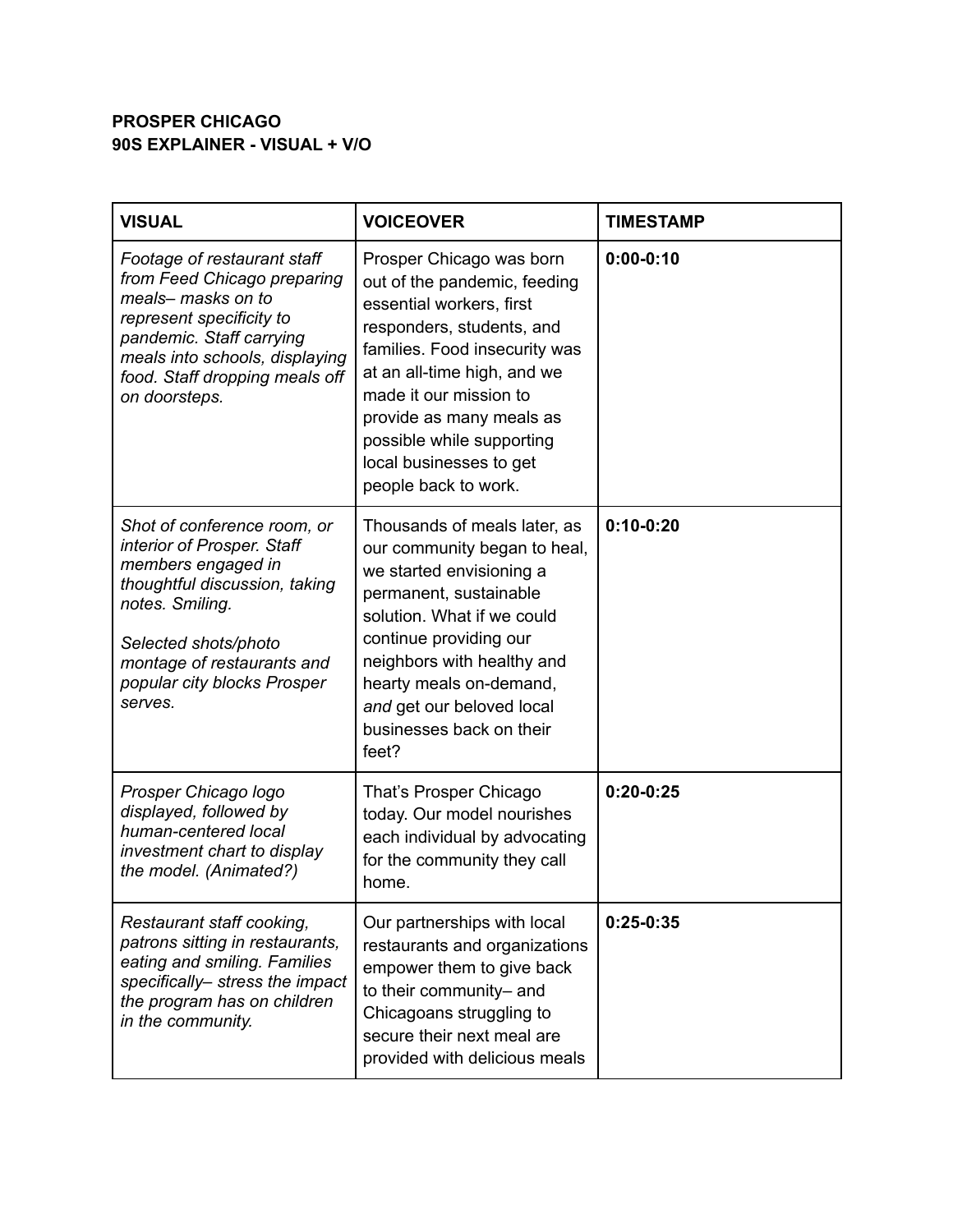**PROSPER CHICAGO**
**90S EXPLAINER - VISUAL + V/O**

| VISUAL | VOICEOVER | TIMESTAMP |
|---|---|---|
| *Footage of restaurant staff from Feed Chicago preparing meals– masks on to represent specificity to pandemic. Staff carrying meals into schools, displaying food. Staff dropping meals off on doorsteps.* | Prosper Chicago was born out of the pandemic, feeding essential workers, first responders, students, and families. Food insecurity was at an all-time high, and we made it our mission to provide as many meals as possible while supporting local businesses to get people back to work. | **0:00-0:10** |
| *Shot of conference room, or interior of Prosper. Staff members engaged in thoughtful discussion, taking notes. Smiling.*<br><br>*Selected shots/photo montage of restaurants and popular city blocks Prosper serves.* | Thousands of meals later, as our community began to heal, we started envisioning a permanent, sustainable solution. What if we could continue providing our neighbors with healthy and hearty meals on-demand, *and* get our beloved local businesses back on their feet? | **0:10-0:20** |
| *Prosper Chicago logo displayed, followed by human-centered local investment chart to display the model. (Animated?)* | That's Prosper Chicago today. Our model nourishes each individual by advocating for the community they call home. | **0:20-0:25** |
| *Restaurant staff cooking, patrons sitting in restaurants, eating and smiling. Families specifically– stress the impact the program has on children in the community.* | Our partnerships with local restaurants and organizations empower them to give back to their community– and Chicagoans struggling to secure their next meal are provided with delicious meals | **0:25-0:35** |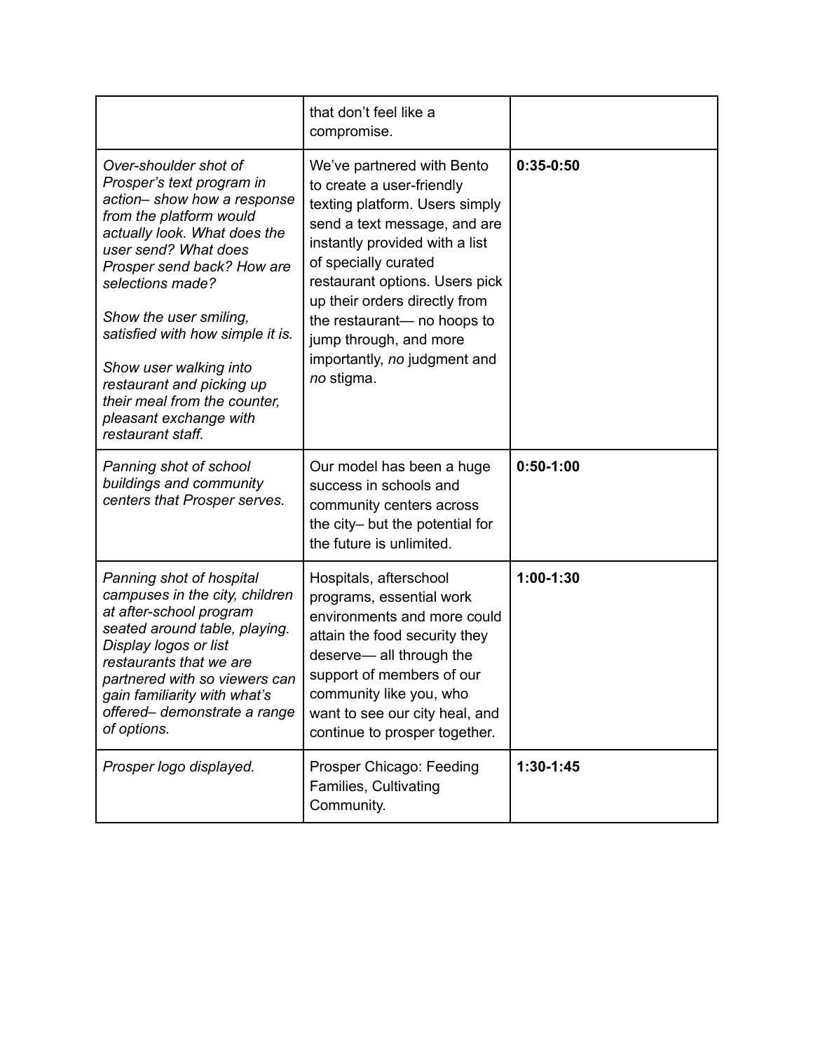| | | |
|---|---|---|
| | that don't feel like a compromise. | |
| *Over-shoulder shot of Prosper's text program in action– show how a response from the platform would actually look. What does the user send? What does Prosper send back? How are selections made?*<br><br>*Show the user smiling, satisfied with how simple it is.*<br><br>*Show user walking into restaurant and picking up their meal from the counter, pleasant exchange with restaurant staff.* | We've partnered with Bento to create a user-friendly texting platform. Users simply send a text message, and are instantly provided with a list of specially curated restaurant options. Users pick up their orders directly from the restaurant— no hoops to jump through, and more importantly, *no* judgment and *no* stigma. | **0:35-0:50** |
| *Panning shot of school buildings and community centers that Prosper serves.* | Our model has been a huge success in schools and community centers across the city– but the potential for the future is unlimited. | **0:50-1:00** |
| *Panning shot of hospital campuses in the city, children at after-school program seated around table, playing. Display logos or list restaurants that we are partnered with so viewers can gain familiarity with what's offered– demonstrate a range of options.* | Hospitals, afterschool programs, essential work environments and more could attain the food security they deserve— all through the support of members of our community like you, who want to see our city heal, and continue to prosper together. | **1:00-1:30** |
| *Prosper logo displayed.* | Prosper Chicago: Feeding Families, Cultivating Community. | **1:30-1:45** |